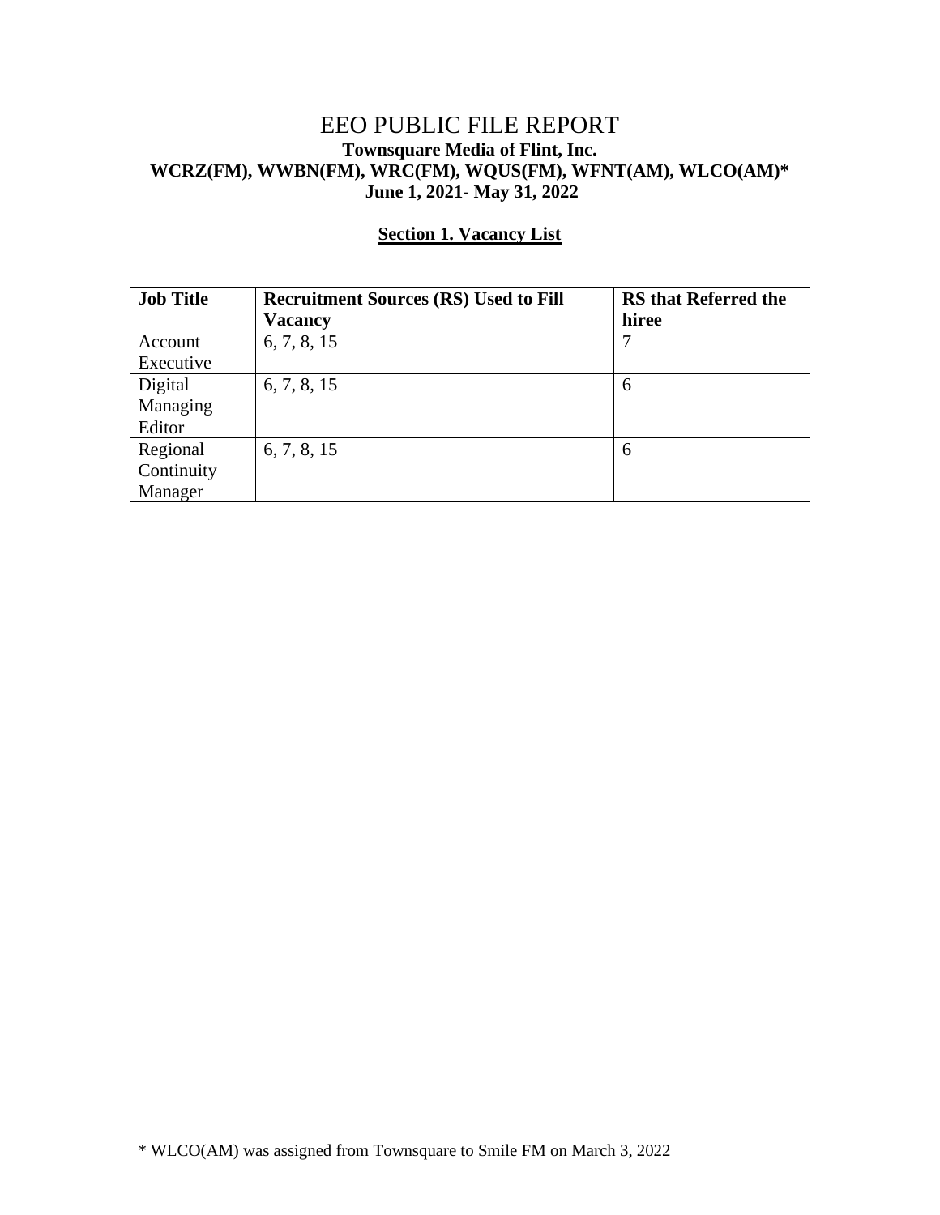# EEO PUBLIC FILE REPORT

**Townsquare Media of Flint, Inc.**
**WCRZ(FM), WWBN(FM), WRC(FM), WQUS(FM), WFNT(AM), WLCO(AM)***
**June 1, 2021- May 31, 2022**

## Section 1. Vacancy List

| Job Title | Recruitment Sources (RS) Used to Fill Vacancy | RS that Referred the hiree |
|---|---|---|
| Account Executive | 6, 7, 8, 15 | 7 |
| Digital Managing Editor | 6, 7, 8, 15 | 6 |
| Regional Continuity Manager | 6, 7, 8, 15 | 6 |

* WLCO(AM) was assigned from Townsquare to Smile FM on March 3, 2022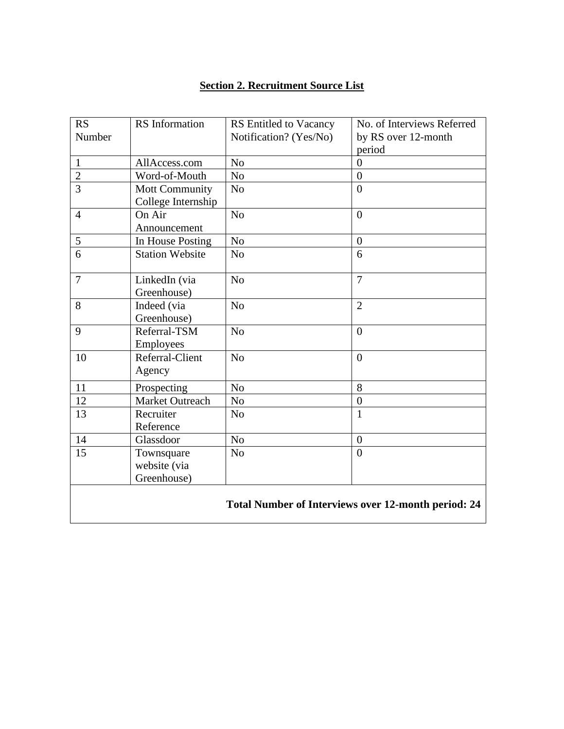## Section 2. Recruitment Source List

| RS Number | RS Information | RS Entitled to Vacancy Notification? (Yes/No) | No. of Interviews Referred by RS over 12-month period |
|---|---|---|---|
| 1 | AllAccess.com | No | 0 |
| 2 | Word-of-Mouth | No | 0 |
| 3 | Mott Community College Internship | No | 0 |
| 4 | On Air Announcement | No | 0 |
| 5 | In House Posting | No | 0 |
| 6 | Station Website | No | 6 |
| 7 | LinkedIn (via Greenhouse) | No | 7 |
| 8 | Indeed (via Greenhouse) | No | 2 |
| 9 | Referral-TSM Employees | No | 0 |
| 10 | Referral-Client Agency | No | 0 |
| 11 | Prospecting | No | 8 |
| 12 | Market Outreach | No | 0 |
| 13 | Recruiter Reference | No | 1 |
| 14 | Glassdoor | No | 0 |
| 15 | Townsquare website (via Greenhouse) | No | 0 |
| **Total Number of Interviews over 12-month period: 24** | | | |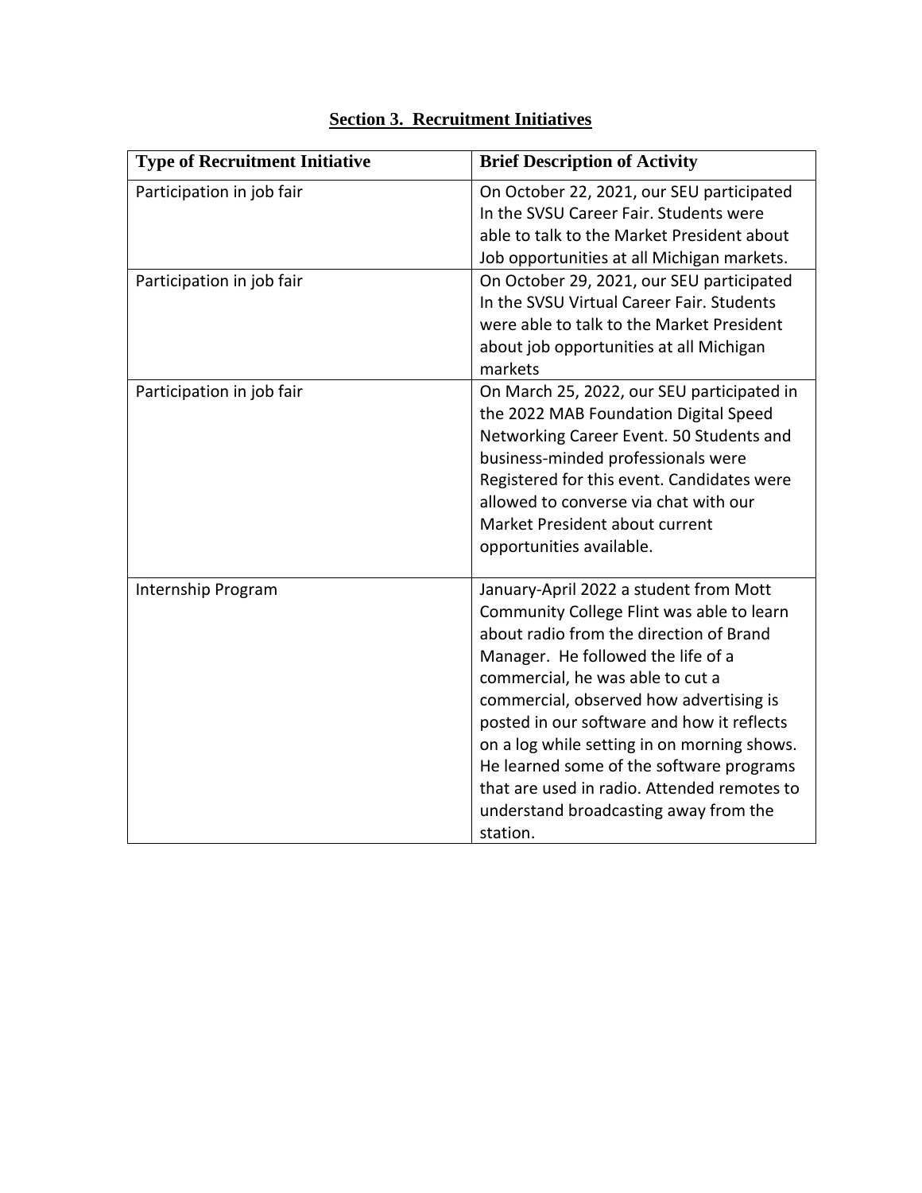## Section 3. Recruitment Initiatives

| Type of Recruitment Initiative | Brief Description of Activity |
|---|---|
| Participation in job fair | On October 22, 2021, our SEU participated In the SVSU Career Fair. Students were able to talk to the Market President about Job opportunities at all Michigan markets. |
| Participation in job fair | On October 29, 2021, our SEU participated In the SVSU Virtual Career Fair. Students were able to talk to the Market President about job opportunities at all Michigan markets |
| Participation in job fair | On March 25, 2022, our SEU participated in the 2022 MAB Foundation Digital Speed Networking Career Event. 50 Students and business-minded professionals were Registered for this event. Candidates were allowed to converse via chat with our Market President about current opportunities available. |
| Internship Program | January-April 2022 a student from Mott Community College Flint was able to learn about radio from the direction of Brand Manager. He followed the life of a commercial, he was able to cut a commercial, observed how advertising is posted in our software and how it reflects on a log while setting in on morning shows. He learned some of the software programs that are used in radio. Attended remotes to understand broadcasting away from the station. |